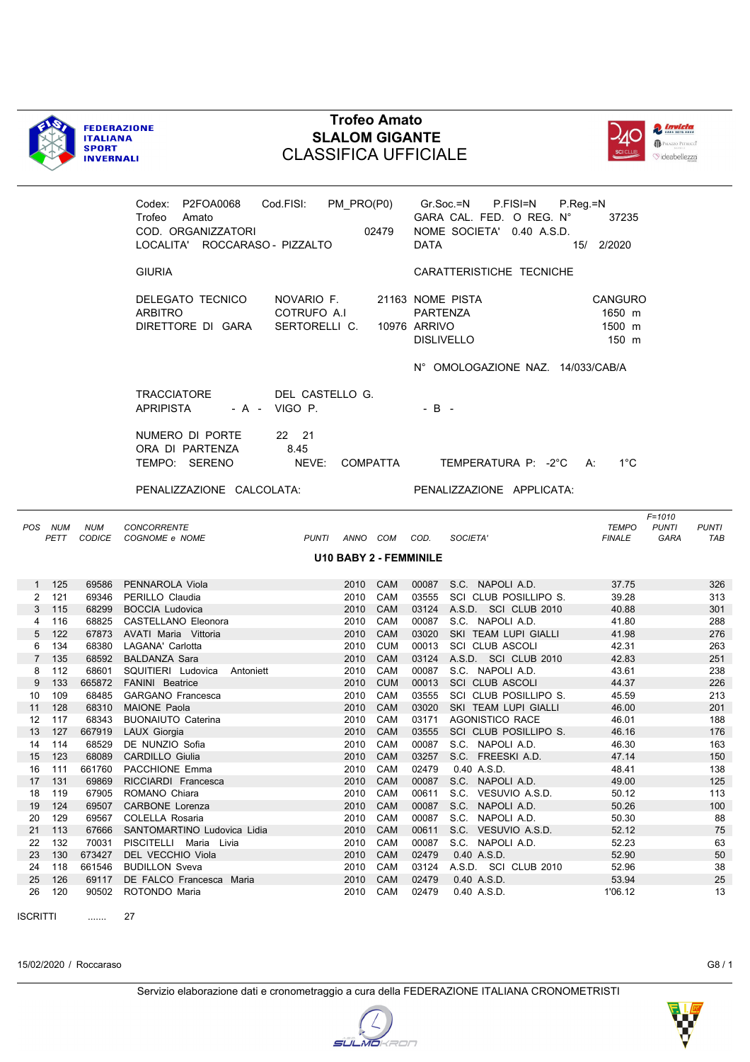FEDERAZIONE ITALIANA SPORT INVERNALI

# Trofeo Amato
## SLALOM GIGANTE
## CLASSIFICA UFFICIALE

Codex: P2FOA0068 Cod.FISI: PM_PRO(P0)
Trofeo Amato
COD. ORGANIZZATORI 02479
LOCALITA' ROCCARASO - PIZZALTO

Gr.Soc.=N P.FISI=N P.Reg.=N
GARA CAL. FED. O REG. N° 37235
NOME SOCIETA' 0.40 A.S.D.
DATA 15/ 2/2020

GIURIA

DELEGATO TECNICO NOVARIO F. 21163
ARBITRO COTRUFO A.I
DIRETTORE DI GARA SERTORELLI C. 10976

CARATTERISTICHE TECNICHE

NOME PISTA CANGURO
PARTENZA 1650 m
ARRIVO 1500 m
DISLIVELLO 150 m

N° OMOLOGAZIONE NAZ. 14/033/CAB/A

TRACCIATORE DEL CASTELLO G.
APRIPISTA - A - VIGO P. - B -

NUMERO DI PORTE 22 21
ORA DI PARTENZA 8.45
TEMPO: SERENO NEVE: COMPATTA TEMPERATURA P: -2°C A: 1°C

PENALIZZAZIONE CALCOLATA: PENALIZZAZIONE APPLICATA:

### U10 BABY 2 - FEMMINILE

| POS | NUM PETT | NUM CODICE | CONCORRENTE COGNOME e NOME | PUNTI | ANNO | COM | COD. | SOCIETA' | TEMPO FINALE | F=1010 PUNTI GARA | PUNTI TAB |
|---|---|---|---|---|---|---|---|---|---|---|---|
| 1 | 125 | 69586 | PENNAROLA Viola | | 2010 | CAM | 00087 | S.C. NAPOLI A.D. | 37.75 | | 326 |
| 2 | 121 | 69346 | PERILLO Claudia | | 2010 | CAM | 03555 | SCI CLUB POSILLIPO S. | 39.28 | | 313 |
| 3 | 115 | 68299 | BOCCIA Ludovica | | 2010 | CAM | 03124 | A.S.D. SCI CLUB 2010 | 40.88 | | 301 |
| 4 | 116 | 68825 | CASTELLANO Eleonora | | 2010 | CAM | 00087 | S.C. NAPOLI A.D. | 41.80 | | 288 |
| 5 | 122 | 67873 | AVATI Maria Vittoria | | 2010 | CAM | 03020 | SKI TEAM LUPI GIALLI | 41.98 | | 276 |
| 6 | 134 | 68380 | LAGANA' Carlotta | | 2010 | CUM | 00013 | SCI CLUB ASCOLI | 42.31 | | 263 |
| 7 | 135 | 68592 | BALDANZA Sara | | 2010 | CAM | 03124 | A.S.D. SCI CLUB 2010 | 42.83 | | 251 |
| 8 | 112 | 68601 | SQUITIERI Ludovica Antoniett | | 2010 | CAM | 00087 | S.C. NAPOLI A.D. | 43.61 | | 238 |
| 9 | 133 | 665872 | FANINI Beatrice | | 2010 | CUM | 00013 | SCI CLUB ASCOLI | 44.37 | | 226 |
| 10 | 109 | 68485 | GARGANO Francesca | | 2010 | CAM | 03555 | SCI CLUB POSILLIPO S. | 45.59 | | 213 |
| 11 | 128 | 68310 | MAIONE Paola | | 2010 | CAM | 03020 | SKI TEAM LUPI GIALLI | 46.00 | | 201 |
| 12 | 117 | 68343 | BUONAIUTO Caterina | | 2010 | CAM | 03171 | AGONISTICO RACE | 46.01 | | 188 |
| 13 | 127 | 667919 | LAUX Giorgia | | 2010 | CAM | 03555 | SCI CLUB POSILLIPO S. | 46.16 | | 176 |
| 14 | 114 | 68529 | DE NUNZIO Sofia | | 2010 | CAM | 00087 | S.C. NAPOLI A.D. | 46.30 | | 163 |
| 15 | 123 | 68089 | CARDILLO Giulia | | 2010 | CAM | 03257 | S.C. FREESKI A.D. | 47.14 | | 150 |
| 16 | 111 | 661760 | PACCHIONE Emma | | 2010 | CAM | 02479 | 0.40 A.S.D. | 48.41 | | 138 |
| 17 | 131 | 69869 | RICCIARDI Francesca | | 2010 | CAM | 00087 | S.C. NAPOLI A.D. | 49.00 | | 125 |
| 18 | 119 | 67905 | ROMANO Chiara | | 2010 | CAM | 00611 | S.C. VESUVIO A.S.D. | 50.12 | | 113 |
| 19 | 124 | 69507 | CARBONE Lorenza | | 2010 | CAM | 00087 | S.C. NAPOLI A.D. | 50.26 | | 100 |
| 20 | 129 | 69567 | COLELLA Rosaria | | 2010 | CAM | 00087 | S.C. NAPOLI A.D. | 50.30 | | 88 |
| 21 | 113 | 67666 | SANTOMARTINO Ludovica Lidia | | 2010 | CAM | 00611 | S.C. VESUVIO A.S.D. | 52.12 | | 75 |
| 22 | 132 | 70031 | PISCITELLI Maria Livia | | 2010 | CAM | 00087 | S.C. NAPOLI A.D. | 52.23 | | 63 |
| 23 | 130 | 673427 | DEL VECCHIO Viola | | 2010 | CAM | 02479 | 0.40 A.S.D. | 52.90 | | 50 |
| 24 | 118 | 661546 | BUDILLON Sveva | | 2010 | CAM | 03124 | A.S.D. SCI CLUB 2010 | 52.96 | | 38 |
| 25 | 126 | 69117 | DE FALCO Francesca Maria | | 2010 | CAM | 02479 | 0.40 A.S.D. | 53.94 | | 25 |
| 26 | 120 | 90502 | ROTONDO Maria | | 2010 | CAM | 02479 | 0.40 A.S.D. | 1'06.12 | | 13 |

ISCRITTI ....... 27

15/02/2020 / Roccaraso

Servizio elaborazione dati e cronometraggio a cura della FEDERAZIONE ITALIANA CRONOMETRISTI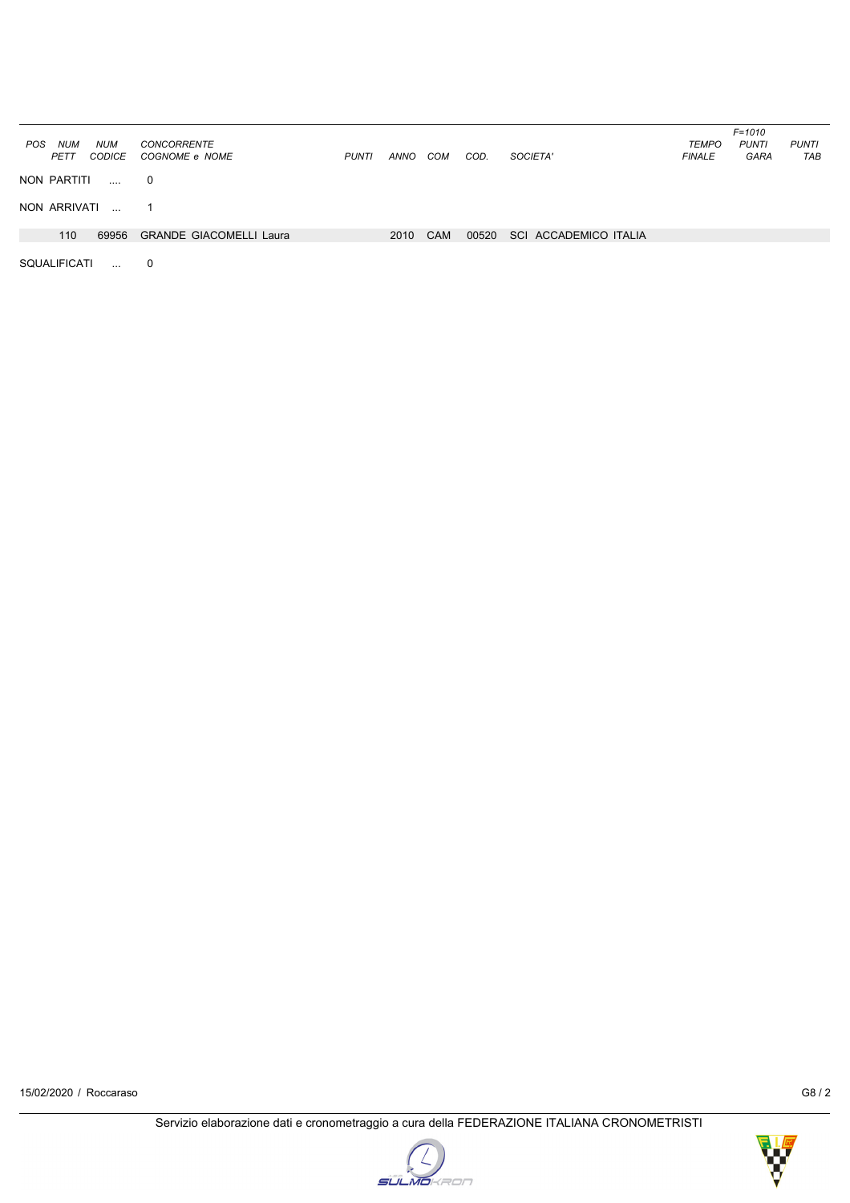| POS | NUM PETT | NUM CODICE | CONCORRENTE COGNOME e NOME | PUNTI | ANNO | COM | COD. | SOCIETA' | TEMPO FINALE | F=1010 PUNTI GARA | PUNTI TAB |
|---|---|---|---|---|---|---|---|---|---|---|---|
| NON PARTITI | | .... | 0 | | | | | | | | |
| NON ARRIVATI | | ... | 1 | | | | | | | | |
| | 110 | 69956 | GRANDE GIACOMELLI Laura | | 2010 | CAM | 00520 | SCI ACCADEMICO ITALIA | | | |
| SQUALIFICATI | | ... | 0 | | | | | | | | |

15/02/2020 / Roccaraso

G8 / 2

Servizio elaborazione dati e cronometraggio a cura della FEDERAZIONE ITALIANA CRONOMETRISTI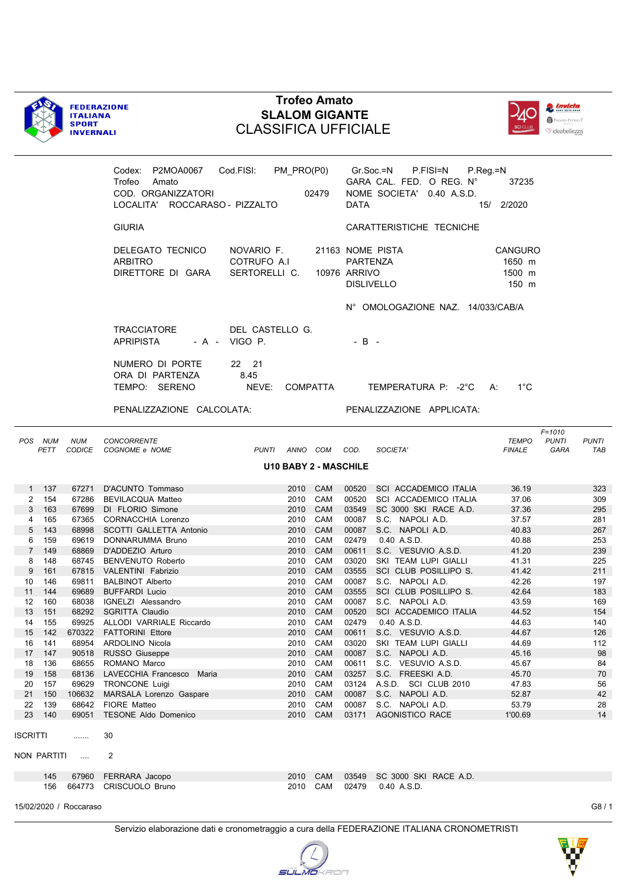# Trofeo Amato
## SLALOM GIGANTE
## CLASSIFICA UFFICIALE

FEDERAZIONE ITALIANA SPORT INVERNALI

Codex: P2MOA0067 Cod.FISI: PM_PRO(P0)
Trofeo Amato
COD. ORGANIZZATORI 02479
LOCALITA' ROCCARASO - PIZZALTO

Gr.Soc.=N P.FISI=N P.Reg.=N
GARA CAL. FED. O REG. N° 37235
NOME SOCIETA' 0.40 A.S.D.
DATA 15/ 2/2020

GIURIA

| | | |
|---|---|---|
| DELEGATO TECNICO | NOVARIO F. | 21163 |
| ARBITRO | COTRUFO A.I | |
| DIRETTORE DI GARA | SERTORELLI C. | 10976 |

CARATTERISTICHE TECNICHE

| | |
|---|---|
| NOME PISTA | CANGURO |
| PARTENZA | 1650 m |
| ARRIVO | 1500 m |
| DISLIVELLO | 150 m |

N° OMOLOGAZIONE NAZ. 14/033/CAB/A

TRACCIATORE DEL CASTELLO G.
APRIPISTA - A - VIGO P. - B -

NUMERO DI PORTE 22 21
ORA DI PARTENZA 8.45
TEMPO: SERENO NEVE: COMPATTA TEMPERATURA P: -2°C A: 1°C

PENALIZZAZIONE CALCOLATA: PENALIZZAZIONE APPLICATA:

### U10 BABY 2 - MASCHILE

| POS | NUM PETT | NUM CODICE | CONCORRENTE COGNOME e NOME | PUNTI | ANNO | COM | COD. | SOCIETA' | TEMPO FINALE | F=1010 PUNTI GARA | PUNTI TAB |
|---|---|---|---|---|---|---|---|---|---|---|---|
| 1 | 137 | 67271 | D'ACUNTO Tommaso | | 2010 | CAM | 00520 | SCI ACCADEMICO ITALIA | 36.19 | | 323 |
| 2 | 154 | 67286 | BEVILACQUA Matteo | | 2010 | CAM | 00520 | SCI ACCADEMICO ITALIA | 37.06 | | 309 |
| 3 | 163 | 67699 | DI FLORIO Simone | | 2010 | CAM | 03549 | SC 3000 SKI RACE A.D. | 37.36 | | 295 |
| 4 | 165 | 67365 | CORNACCHIA Lorenzo | | 2010 | CAM | 00087 | S.C. NAPOLI A.D. | 37.57 | | 281 |
| 5 | 143 | 68998 | SCOTTI GALLETTA Antonio | | 2010 | CAM | 00087 | S.C. NAPOLI A.D. | 40.83 | | 267 |
| 6 | 159 | 69619 | DONNARUMMA Bruno | | 2010 | CAM | 02479 | 0.40 A.S.D. | 40.88 | | 253 |
| 7 | 149 | 68869 | D'ADDEZIO Arturo | | 2010 | CAM | 00611 | S.C. VESUVIO A.S.D. | 41.20 | | 239 |
| 8 | 148 | 68745 | BENVENUTO Roberto | | 2010 | CAM | 03020 | SKI TEAM LUPI GIALLI | 41.31 | | 225 |
| 9 | 161 | 67815 | VALENTINI Fabrizio | | 2010 | CAM | 03555 | SCI CLUB POSILLIPO S. | 41.42 | | 211 |
| 10 | 146 | 69811 | BALBINOT Alberto | | 2010 | CAM | 00087 | S.C. NAPOLI A.D. | 42.26 | | 197 |
| 11 | 144 | 69689 | BUFFARDI Lucio | | 2010 | CAM | 03555 | SCI CLUB POSILLIPO S. | 42.64 | | 183 |
| 12 | 160 | 68038 | IGNELZI Alessandro | | 2010 | CAM | 00087 | S.C. NAPOLI A.D. | 43.59 | | 169 |
| 13 | 151 | 68292 | SGRITTA Claudio | | 2010 | CAM | 00520 | SCI ACCADEMICO ITALIA | 44.52 | | 154 |
| 14 | 155 | 69925 | ALLODI VARRIALE Riccardo | | 2010 | CAM | 02479 | 0.40 A.S.D. | 44.63 | | 140 |
| 15 | 142 | 670322 | FATTORINI Ettore | | 2010 | CAM | 00611 | S.C. VESUVIO A.S.D. | 44.67 | | 126 |
| 16 | 141 | 68954 | ARDOLINO Nicola | | 2010 | CAM | 03020 | SKI TEAM LUPI GIALLI | 44.69 | | 112 |
| 17 | 147 | 90518 | RUSSO Giuseppe | | 2010 | CAM | 00087 | S.C. NAPOLI A.D. | 45.16 | | 98 |
| 18 | 136 | 68655 | ROMANO Marco | | 2010 | CAM | 00611 | S.C. VESUVIO A.S.D. | 45.67 | | 84 |
| 19 | 158 | 68136 | LAVECCHIA Francesco Maria | | 2010 | CAM | 03257 | S.C. FREESKI A.D. | 45.70 | | 70 |
| 20 | 157 | 69629 | TRONCONE Luigi | | 2010 | CAM | 03124 | A.S.D. SCI CLUB 2010 | 47.83 | | 56 |
| 21 | 150 | 106632 | MARSALA Lorenzo Gaspare | | 2010 | CAM | 00087 | S.C. NAPOLI A.D. | 52.87 | | 42 |
| 22 | 139 | 68642 | FIORE Matteo | | 2010 | CAM | 00087 | S.C. NAPOLI A.D. | 53.79 | | 28 |
| 23 | 140 | 69051 | TESONE Aldo Domenico | | 2010 | CAM | 03171 | AGONISTICO RACE | 1'00.69 | | 14 |

ISCRITTI ....... 30

NON PARTITI .... 2

| NUM PETT | NUM CODICE | COGNOME e NOME | ANNO | COM | COD. | SOCIETA' |
|---|---|---|---|---|---|---|
| 145 | 67960 | FERRARA Jacopo | 2010 | CAM | 03549 | SC 3000 SKI RACE A.D. |
| 156 | 664773 | CRISCUOLO Bruno | 2010 | CAM | 02479 | 0.40 A.S.D. |

15/02/2020 / Roccaraso

Servizio elaborazione dati e cronometraggio a cura della FEDERAZIONE ITALIANA CRONOMETRISTI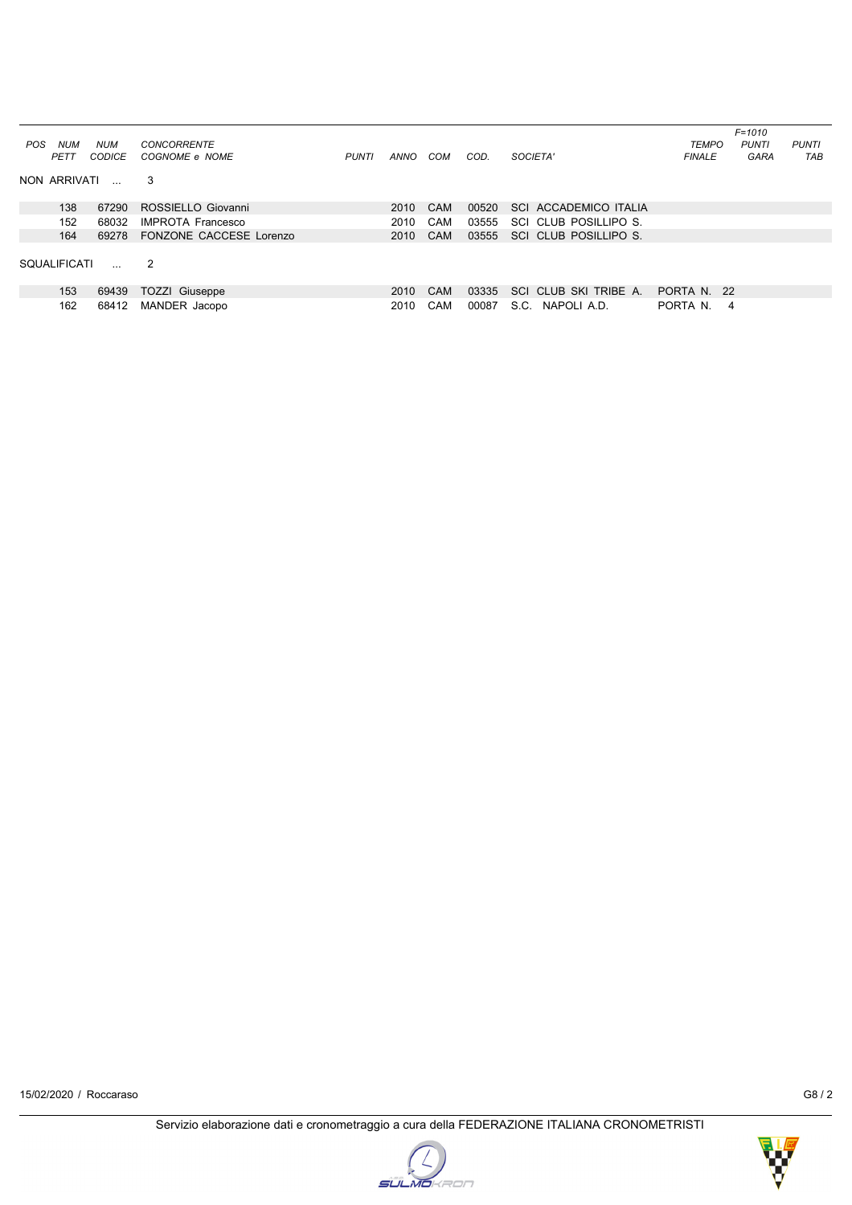| POS | NUM PETT | NUM CODICE | CONCORRENTE COGNOME e NOME | PUNTI | ANNO | COM | COD. | SOCIETA' | TEMPO FINALE | F=1010 PUNTI GARA | PUNTI TAB |
|---|---|---|---|---|---|---|---|---|---|---|---|
| NON ARRIVATI | | ... | 3 | | | | | | | | |
| | 138 | 67290 | ROSSIELLO Giovanni | | 2010 | CAM | 00520 | SCI ACCADEMICO ITALIA | | | |
| | 152 | 68032 | IMPROTA Francesco | | 2010 | CAM | 03555 | SCI CLUB POSILLIPO S. | | | |
| | 164 | 69278 | FONZONE CACCESE Lorenzo | | 2010 | CAM | 03555 | SCI CLUB POSILLIPO S. | | | |
| SQUALIFICATI | | ... | 2 | | | | | | | | |
| | 153 | 69439 | TOZZI Giuseppe | | 2010 | CAM | 03335 | SCI CLUB SKI TRIBE A. | PORTA N. 22 | | |
| | 162 | 68412 | MANDER Jacopo | | 2010 | CAM | 00087 | S.C. NAPOLI A.D. | PORTA N. 4 | | |

15/02/2020 / Roccaraso

Servizio elaborazione dati e cronometraggio a cura della FEDERAZIONE ITALIANA CRONOMETRISTI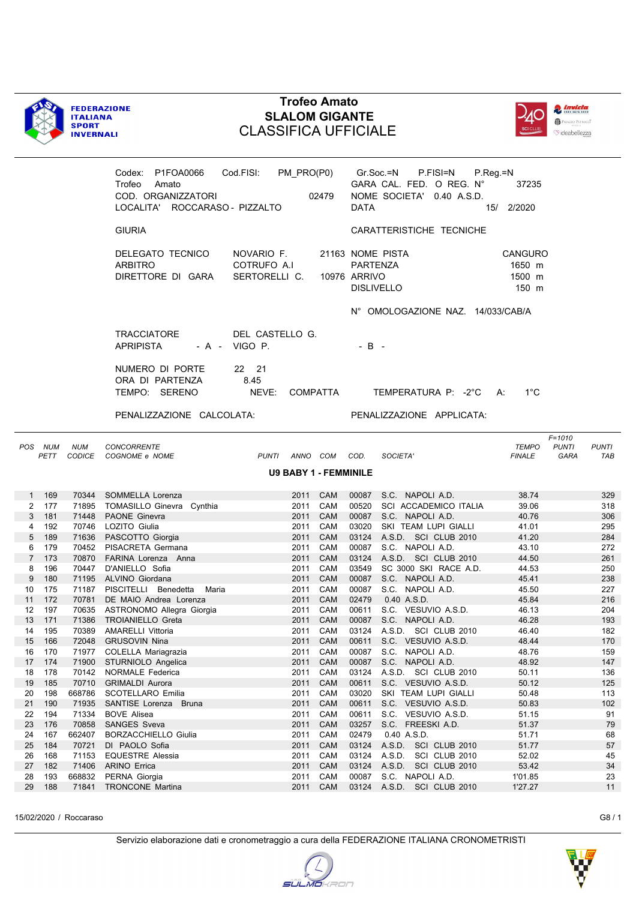**FEDERAZIONE ITALIANA SPORT INVERNALI**

# Trofeo Amato
## SLALOM GIGANTE
## CLASSIFICA UFFICIALE

Codex: P1FOA0066 Cod.FISI: PM_PRO(P0)
Trofeo Amato
COD. ORGANIZZATORI 02479
LOCALITA' ROCCARASO - PIZZALTO

Gr.Soc.=N P.FISI=N P.Reg.=N
GARA CAL. FED. O REG. N° 37235
NOME SOCIETA' 0.40 A.S.D.
DATA 15/ 2/2020

GIURIA

DELEGATO TECNICO NOVARIO F. 21163
ARBITRO COTRUFO A.I
DIRETTORE DI GARA SERTORELLI C. 10976

CARATTERISTICHE TECNICHE

NOME PISTA CANGURO
PARTENZA 1650 m
ARRIVO 1500 m
DISLIVELLO 150 m

N° OMOLOGAZIONE NAZ. 14/033/CAB/A

TRACCIATORE DEL CASTELLO G.
APRIPISTA - A - VIGO P. - B -

NUMERO DI PORTE 22 21
ORA DI PARTENZA 8.45
TEMPO: SERENO NEVE: COMPATTA TEMPERATURA P: -2°C A: 1°C

PENALIZZAZIONE CALCOLATA: PENALIZZAZIONE APPLICATA:

### U9 BABY 1 - FEMMINILE

| POS | NUM PETT | NUM CODICE | CONCORRENTE COGNOME e NOME | PUNTI | ANNO | COM | COD. | SOCIETA' | TEMPO FINALE | F=1010 PUNTI GARA | PUNTI TAB |
|---|---|---|---|---|---|---|---|---|---|---|---|
| 1 | 169 | 70344 | SOMMELLA Lorenza | | 2011 | CAM | 00087 | S.C. NAPOLI A.D. | 38.74 | | 329 |
| 2 | 177 | 71895 | TOMASILLO Ginevra Cynthia | | 2011 | CAM | 00520 | SCI ACCADEMICO ITALIA | 39.06 | | 318 |
| 3 | 181 | 71448 | PAONE Ginevra | | 2011 | CAM | 00087 | S.C. NAPOLI A.D. | 40.76 | | 306 |
| 4 | 192 | 70746 | LOZITO Giulia | | 2011 | CAM | 03020 | SKI TEAM LUPI GIALLI | 41.01 | | 295 |
| 5 | 189 | 71636 | PASCOTTO Giorgia | | 2011 | CAM | 03124 | A.S.D. SCI CLUB 2010 | 41.20 | | 284 |
| 6 | 179 | 70452 | PISACRETA Germana | | 2011 | CAM | 00087 | S.C. NAPOLI A.D. | 43.10 | | 272 |
| 7 | 173 | 70870 | FARINA Lorenza Anna | | 2011 | CAM | 03124 | A.S.D. SCI CLUB 2010 | 44.50 | | 261 |
| 8 | 196 | 70447 | D'ANIELLO Sofia | | 2011 | CAM | 03549 | SC 3000 SKI RACE A.D. | 44.53 | | 250 |
| 9 | 180 | 71195 | ALVINO Giordana | | 2011 | CAM | 00087 | S.C. NAPOLI A.D. | 45.41 | | 238 |
| 10 | 175 | 71187 | PISCITELLI Benedetta Maria | | 2011 | CAM | 00087 | S.C. NAPOLI A.D. | 45.50 | | 227 |
| 11 | 172 | 70781 | DE MAIO Andrea Lorenza | | 2011 | CAM | 02479 | 0.40 A.S.D. | 45.84 | | 216 |
| 12 | 197 | 70635 | ASTRONOMO Allegra Giorgia | | 2011 | CAM | 00611 | S.C. VESUVIO A.S.D. | 46.13 | | 204 |
| 13 | 171 | 71386 | TROIANIELLO Greta | | 2011 | CAM | 00087 | S.C. NAPOLI A.D. | 46.28 | | 193 |
| 14 | 195 | 70389 | AMARELLI Vittoria | | 2011 | CAM | 03124 | A.S.D. SCI CLUB 2010 | 46.40 | | 182 |
| 15 | 166 | 72048 | GRUSOVIN Nina | | 2011 | CAM | 00611 | S.C. VESUVIO A.S.D. | 48.44 | | 170 |
| 16 | 170 | 71977 | COLELLA Mariagrazia | | 2011 | CAM | 00087 | S.C. NAPOLI A.D. | 48.76 | | 159 |
| 17 | 174 | 71900 | STURNIOLO Angelica | | 2011 | CAM | 00087 | S.C. NAPOLI A.D. | 48.92 | | 147 |
| 18 | 178 | 70142 | NORMALE Federica | | 2011 | CAM | 03124 | A.S.D. SCI CLUB 2010 | 50.11 | | 136 |
| 19 | 185 | 70710 | GRIMALDI Aurora | | 2011 | CAM | 00611 | S.C. VESUVIO A.S.D. | 50.12 | | 125 |
| 20 | 198 | 668786 | SCOTELLARO Emilia | | 2011 | CAM | 03020 | SKI TEAM LUPI GIALLI | 50.48 | | 113 |
| 21 | 190 | 71935 | SANTISE Lorenza Bruna | | 2011 | CAM | 00611 | S.C. VESUVIO A.S.D. | 50.83 | | 102 |
| 22 | 194 | 71334 | BOVE Alisea | | 2011 | CAM | 00611 | S.C. VESUVIO A.S.D. | 51.15 | | 91 |
| 23 | 176 | 70858 | SANGES Sveva | | 2011 | CAM | 03257 | S.C. FREESKI A.D. | 51.37 | | 79 |
| 24 | 167 | 662407 | BORZACCHIELLO Giulia | | 2011 | CAM | 02479 | 0.40 A.S.D. | 51.71 | | 68 |
| 25 | 184 | 70721 | DI PAOLO Sofia | | 2011 | CAM | 03124 | A.S.D. SCI CLUB 2010 | 51.77 | | 57 |
| 26 | 168 | 71153 | EQUESTRE Alessia | | 2011 | CAM | 03124 | A.S.D. SCI CLUB 2010 | 52.02 | | 45 |
| 27 | 182 | 71406 | ARINO Errica | | 2011 | CAM | 03124 | A.S.D. SCI CLUB 2010 | 53.42 | | 34 |
| 28 | 193 | 668832 | PERNA Giorgia | | 2011 | CAM | 00087 | S.C. NAPOLI A.D. | 1'01.85 | | 23 |
| 29 | 188 | 71841 | TRONCONE Martina | | 2011 | CAM | 03124 | A.S.D. SCI CLUB 2010 | 1'27.27 | | 11 |

15/02/2020 / Roccaraso

Servizio elaborazione dati e cronometraggio a cura della FEDERAZIONE ITALIANA CRONOMETRISTI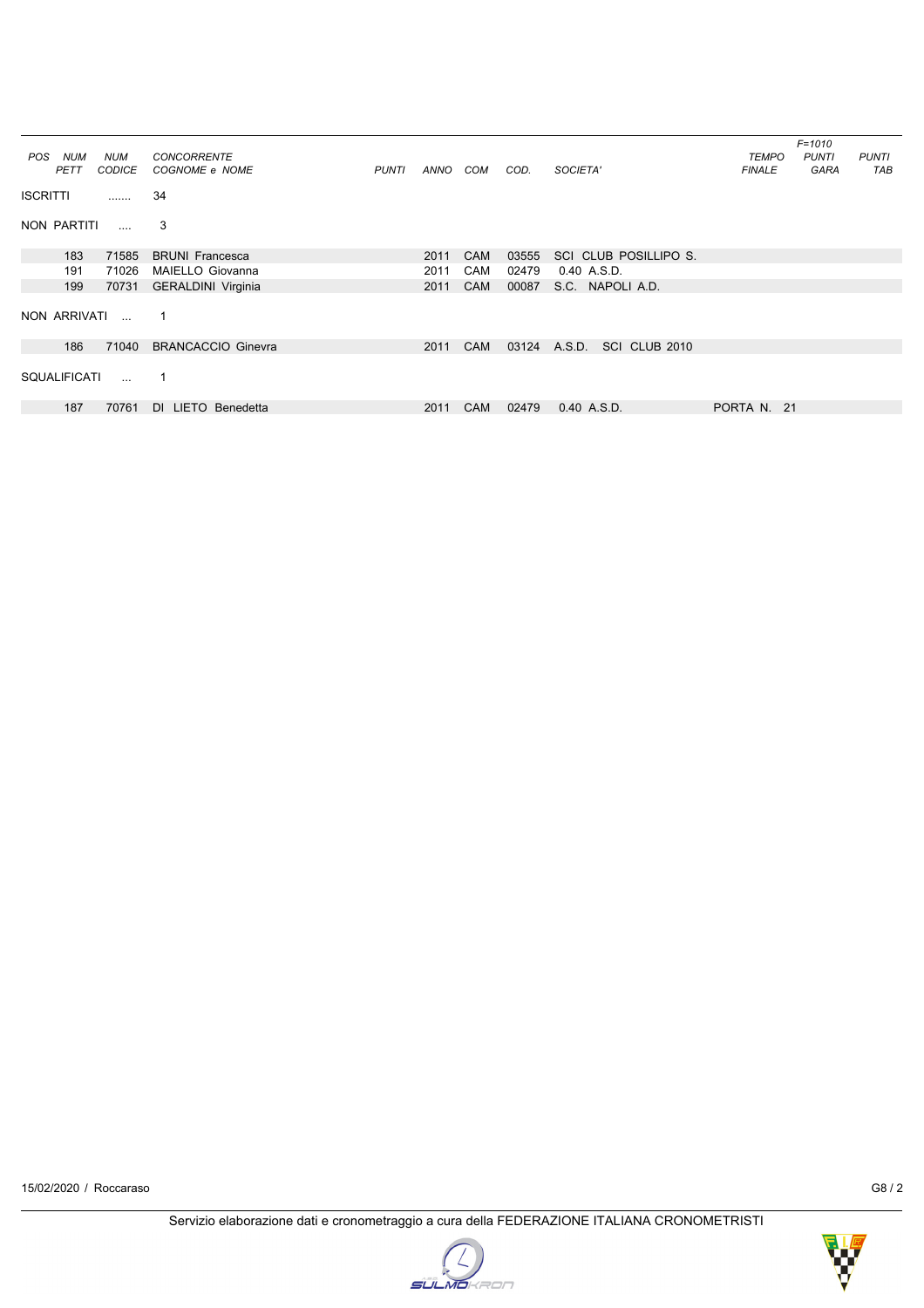| POS | NUM PETT | NUM CODICE | CONCORRENTE COGNOME e NOME | PUNTI | ANNO | COM | COD. | SOCIETA' | TEMPO FINALE | F=1010 PUNTI GARA | PUNTI TAB |
|---|---|---|---|---|---|---|---|---|---|---|---|
| ISCRITTI | | ....... | 34 | | | | | | | | |
| NON PARTITI | | .... | 3 | | | | | | | | |
| | 183 | 71585 | BRUNI Francesca | | 2011 | CAM | 03555 | SCI CLUB POSILLIPO S. | | | |
| | 191 | 71026 | MAIELLO Giovanna | | 2011 | CAM | 02479 | 0.40 A.S.D. | | | |
| | 199 | 70731 | GERALDINI Virginia | | 2011 | CAM | 00087 | S.C. NAPOLI A.D. | | | |
| NON ARRIVATI | | ... | 1 | | | | | | | | |
| | 186 | 71040 | BRANCACCIO Ginevra | | 2011 | CAM | 03124 | A.S.D. SCI CLUB 2010 | | | |
| SQUALIFICATI | | ... | 1 | | | | | | | | |
| | 187 | 70761 | DI LIETO Benedetta | | 2011 | CAM | 02479 | 0.40 A.S.D. | PORTA N. 21 | | |

15/02/2020 / Roccaraso

Servizio elaborazione dati e cronometraggio a cura della FEDERAZIONE ITALIANA CRONOMETRISTI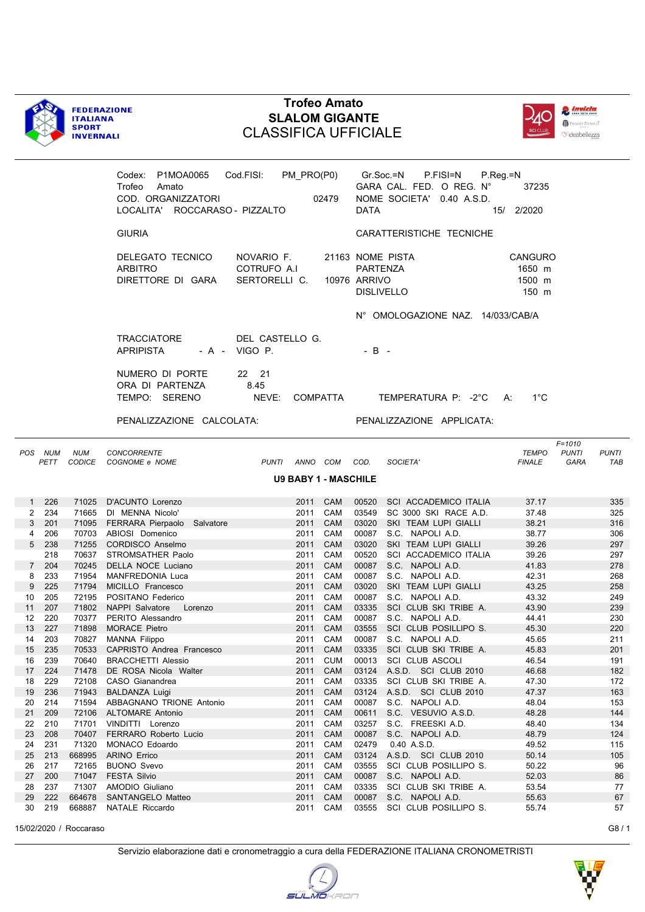FEDERAZIONE ITALIANA SPORT INVERNALI

# Trofeo Amato
## SLALOM GIGANTE
## CLASSIFICA UFFICIALE

Codex: P1MOA0065 Cod.FISI: PM_PRO(P0)
Trofeo Amato
COD. ORGANIZZATORI 02479
LOCALITA' ROCCARASO - PIZZALTO

Gr.Soc.=N P.FISI=N P.Reg.=N
GARA CAL. FED. O REG. N° 37235
NOME SOCIETA' 0.40 A.S.D.
DATA 15/ 2/2020

GIURIA

| | | |
|---|---|---|
| DELEGATO TECNICO | NOVARIO F. | 21163 |
| ARBITRO | COTRUFO A.I | |
| DIRETTORE DI GARA | SERTORELLI C. | 10976 |

CARATTERISTICHE TECNICHE

| | |
|---|---|
| NOME PISTA | CANGURO |
| PARTENZA | 1650 m |
| ARRIVO | 1500 m |
| DISLIVELLO | 150 m |

N° OMOLOGAZIONE NAZ. 14/033/CAB/A

TRACCIATORE DEL CASTELLO G.
APRIPISTA - A - VIGO P. - B -

NUMERO DI PORTE 22 21
ORA DI PARTENZA 8.45
TEMPO: SERENO NEVE: COMPATTA TEMPERATURA P: -2°C A: 1°C

PENALIZZAZIONE CALCOLATA: PENALIZZAZIONE APPLICATA:

### U9 BABY 1 - MASCHILE

| POS | NUM PETT | NUM CODICE | CONCORRENTE COGNOME e NOME | PUNTI | ANNO | COM | COD. | SOCIETA' | TEMPO FINALE | F=1010 PUNTI GARA | PUNTI TAB |
|---|---|---|---|---|---|---|---|---|---|---|---|
| 1 | 226 | 71025 | D'ACUNTO Lorenzo | | 2011 | CAM | 00520 | SCI ACCADEMICO ITALIA | 37.17 | | 335 |
| 2 | 234 | 71665 | DI MENNA Nicolo' | | 2011 | CAM | 03549 | SC 3000 SKI RACE A.D. | 37.48 | | 325 |
| 3 | 201 | 71095 | FERRARA Pierpaolo Salvatore | | 2011 | CAM | 03020 | SKI TEAM LUPI GIALLI | 38.21 | | 316 |
| 4 | 206 | 70703 | ABIOSI Domenico | | 2011 | CAM | 00087 | S.C. NAPOLI A.D. | 38.77 | | 306 |
| 5 | 238 | 71255 | CORDISCO Anselmo | | 2011 | CAM | 03020 | SKI TEAM LUPI GIALLI | 39.26 | | 297 |
| | 218 | 70637 | STROMSATHER Paolo | | 2011 | CAM | 00520 | SCI ACCADEMICO ITALIA | 39.26 | | 297 |
| 7 | 204 | 70245 | DELLA NOCE Luciano | | 2011 | CAM | 00087 | S.C. NAPOLI A.D. | 41.83 | | 278 |
| 8 | 233 | 71954 | MANFREDONIA Luca | | 2011 | CAM | 00087 | S.C. NAPOLI A.D. | 42.31 | | 268 |
| 9 | 225 | 71794 | MICILLO Francesco | | 2011 | CAM | 03020 | SKI TEAM LUPI GIALLI | 43.25 | | 258 |
| 10 | 205 | 72195 | POSITANO Federico | | 2011 | CAM | 00087 | S.C. NAPOLI A.D. | 43.32 | | 249 |
| 11 | 207 | 71802 | NAPPI Salvatore Lorenzo | | 2011 | CAM | 03335 | SCI CLUB SKI TRIBE A. | 43.90 | | 239 |
| 12 | 220 | 70377 | PERITO Alessandro | | 2011 | CAM | 00087 | S.C. NAPOLI A.D. | 44.41 | | 230 |
| 13 | 227 | 71898 | MORACE Pietro | | 2011 | CAM | 03555 | SCI CLUB POSILLIPO S. | 45.30 | | 220 |
| 14 | 203 | 70827 | MANNA Filippo | | 2011 | CAM | 00087 | S.C. NAPOLI A.D. | 45.65 | | 211 |
| 15 | 235 | 70533 | CAPRISTO Andrea Francesco | | 2011 | CAM | 03335 | SCI CLUB SKI TRIBE A. | 45.83 | | 201 |
| 16 | 239 | 70640 | BRACCHETTI Alessio | | 2011 | CUM | 00013 | SCI CLUB ASCOLI | 46.54 | | 191 |
| 17 | 224 | 71478 | DE ROSA Nicola Walter | | 2011 | CAM | 03124 | A.S.D. SCI CLUB 2010 | 46.68 | | 182 |
| 18 | 229 | 72108 | CASO Gianandrea | | 2011 | CAM | 03335 | SCI CLUB SKI TRIBE A. | 47.30 | | 172 |
| 19 | 236 | 71943 | BALDANZA Luigi | | 2011 | CAM | 03124 | A.S.D. SCI CLUB 2010 | 47.37 | | 163 |
| 20 | 214 | 71594 | ABBAGNANO TRIONE Antonio | | 2011 | CAM | 00087 | S.C. NAPOLI A.D. | 48.04 | | 153 |
| 21 | 209 | 72106 | ALTOMARE Antonio | | 2011 | CAM | 00611 | S.C. VESUVIO A.S.D. | 48.28 | | 144 |
| 22 | 210 | 71701 | VINDITTI Lorenzo | | 2011 | CAM | 03257 | S.C. FREESKI A.D. | 48.40 | | 134 |
| 23 | 208 | 70407 | FERRARO Roberto Lucio | | 2011 | CAM | 00087 | S.C. NAPOLI A.D. | 48.79 | | 124 |
| 24 | 231 | 71320 | MONACO Edoardo | | 2011 | CAM | 02479 | 0.40 A.S.D. | 49.52 | | 115 |
| 25 | 213 | 668995 | ARINO Errico | | 2011 | CAM | 03124 | A.S.D. SCI CLUB 2010 | 50.14 | | 105 |
| 26 | 217 | 72165 | BUONO Svevo | | 2011 | CAM | 03555 | SCI CLUB POSILLIPO S. | 50.22 | | 96 |
| 27 | 200 | 71047 | FESTA Silvio | | 2011 | CAM | 00087 | S.C. NAPOLI A.D. | 52.03 | | 86 |
| 28 | 237 | 71307 | AMODIO Giuliano | | 2011 | CAM | 03335 | SCI CLUB SKI TRIBE A. | 53.54 | | 77 |
| 29 | 222 | 664678 | SANTANGELO Matteo | | 2011 | CAM | 00087 | S.C. NAPOLI A.D. | 55.63 | | 67 |
| 30 | 219 | 668887 | NATALE Riccardo | | 2011 | CAM | 03555 | SCI CLUB POSILLIPO S. | 55.74 | | 57 |

15/02/2020 / Roccaraso G8 / 1

Servizio elaborazione dati e cronometraggio a cura della FEDERAZIONE ITALIANA CRONOMETRISTI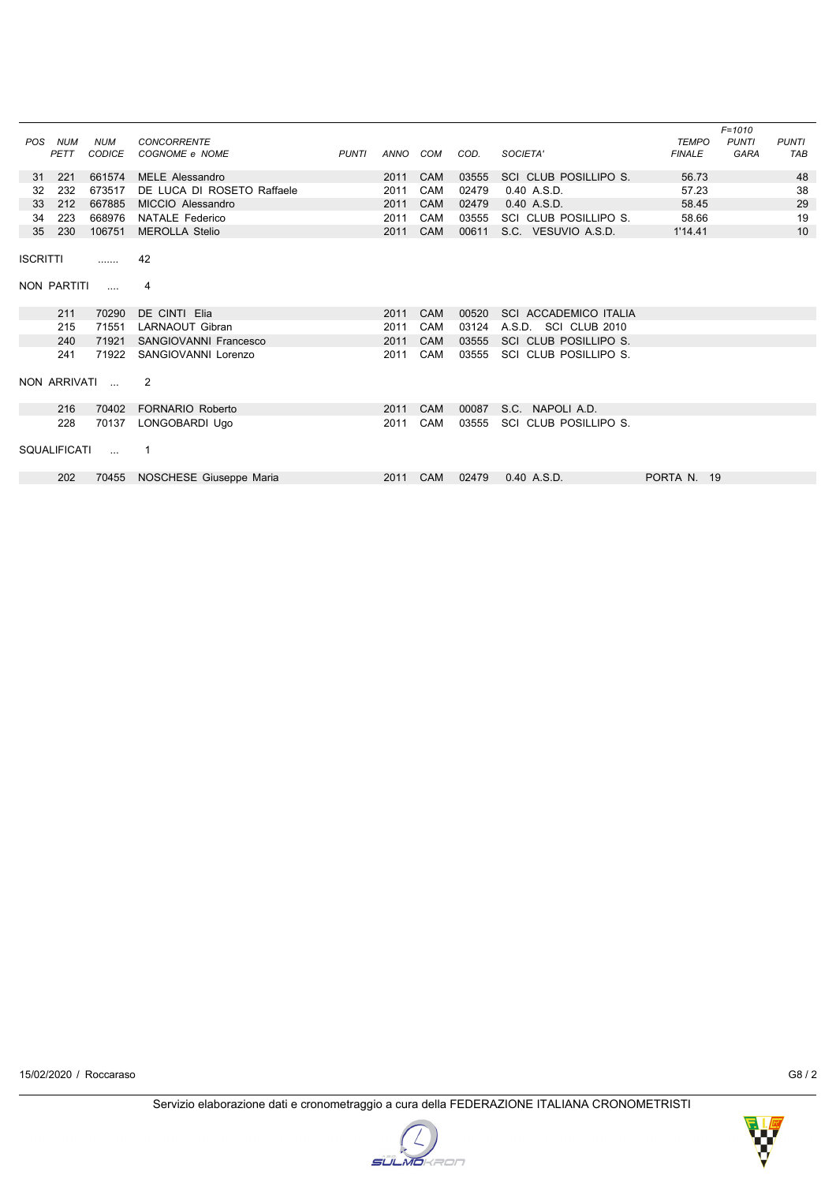| POS | NUM PETT | NUM CODICE | CONCORRENTE COGNOME e NOME | PUNTI | ANNO | COM | COD. | SOCIETA' | TEMPO FINALE | F=1010 PUNTI GARA | PUNTI TAB |
|---|---|---|---|---|---|---|---|---|---|---|---|
| 31 | 221 | 661574 | MELE Alessandro | | 2011 | CAM | 03555 | SCI CLUB POSILLIPO S. | 56.73 | | 48 |
| 32 | 232 | 673517 | DE LUCA DI ROSETO Raffaele | | 2011 | CAM | 02479 | 0.40 A.S.D. | 57.23 | | 38 |
| 33 | 212 | 667885 | MICCIO Alessandro | | 2011 | CAM | 02479 | 0.40 A.S.D. | 58.45 | | 29 |
| 34 | 223 | 668976 | NATALE Federico | | 2011 | CAM | 03555 | SCI CLUB POSILLIPO S. | 58.66 | | 19 |
| 35 | 230 | 106751 | MEROLLA Stelio | | 2011 | CAM | 00611 | S.C. VESUVIO A.S.D. | 1'14.41 | | 10 |

ISCRITTI ....... 42

NON PARTITI .... 4

| NUM PETT | NUM CODICE | COGNOME e NOME | ANNO | COM | COD. | SOCIETA' |
|---|---|---|---|---|---|---|
| 211 | 70290 | DE CINTI Elia | 2011 | CAM | 00520 | SCI ACCADEMICO ITALIA |
| 215 | 71551 | LARNAOUT Gibran | 2011 | CAM | 03124 | A.S.D. SCI CLUB 2010 |
| 240 | 71921 | SANGIOVANNI Francesco | 2011 | CAM | 03555 | SCI CLUB POSILLIPO S. |
| 241 | 71922 | SANGIOVANNI Lorenzo | 2011 | CAM | 03555 | SCI CLUB POSILLIPO S. |

NON ARRIVATI ... 2

| NUM PETT | NUM CODICE | COGNOME e NOME | ANNO | COM | COD. | SOCIETA' |
|---|---|---|---|---|---|---|
| 216 | 70402 | FORNARIO Roberto | 2011 | CAM | 00087 | S.C. NAPOLI A.D. |
| 228 | 70137 | LONGOBARDI Ugo | 2011 | CAM | 03555 | SCI CLUB POSILLIPO S. |

SQUALIFICATI ... 1

| NUM PETT | NUM CODICE | COGNOME e NOME | ANNO | COM | COD. | SOCIETA' | |
|---|---|---|---|---|---|---|---|
| 202 | 70455 | NOSCHESE Giuseppe Maria | 2011 | CAM | 02479 | 0.40 A.S.D. | PORTA N. 19 |

15/02/2020 / Roccaraso

Servizio elaborazione dati e cronometraggio a cura della FEDERAZIONE ITALIANA CRONOMETRISTI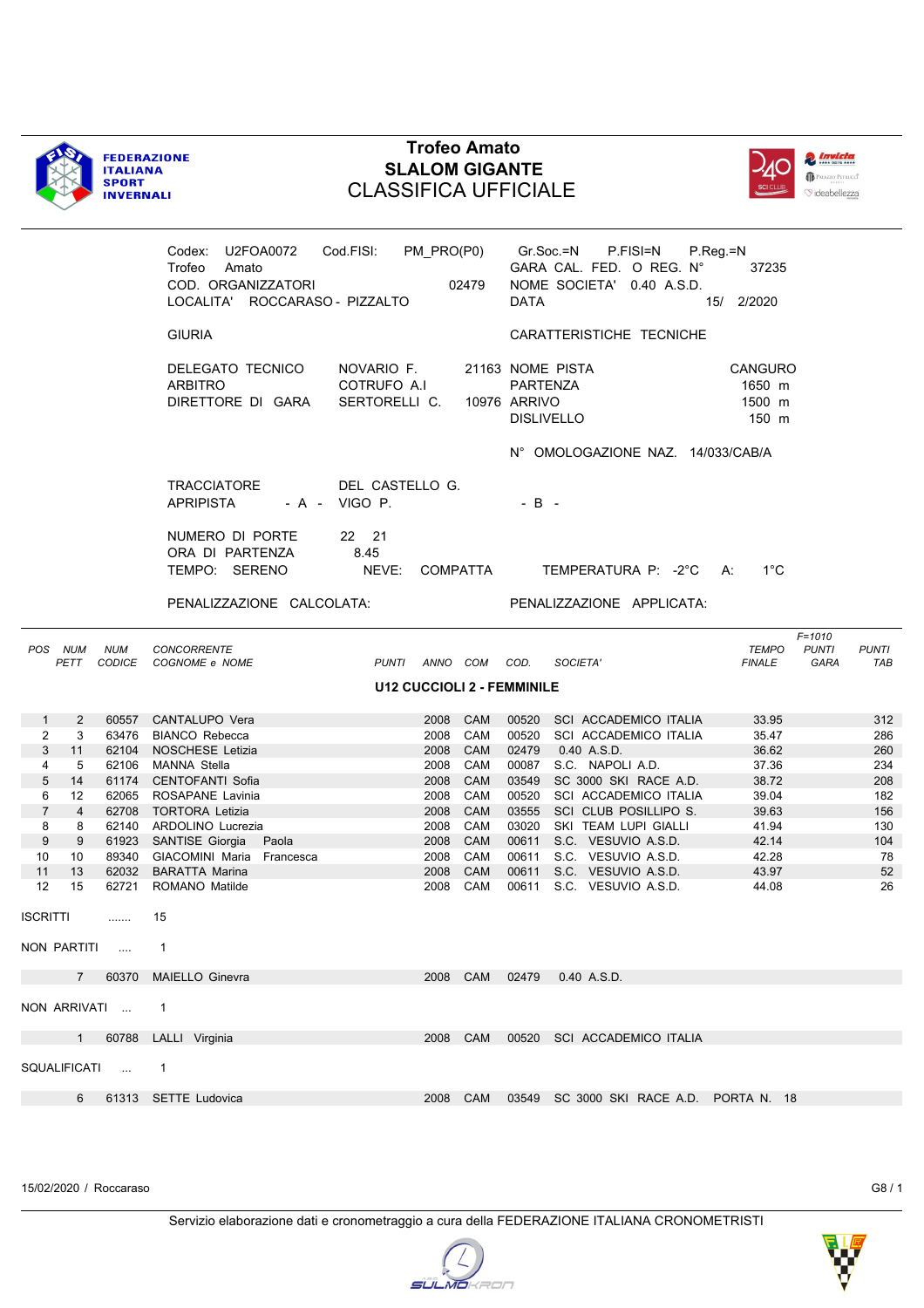FEDERAZIONE ITALIANA SPORT INVERNALI

# Trofeo Amato
## SLALOM GIGANTE
## CLASSIFICA UFFICIALE

Codex: U2FOA0072 Cod.FISI: PM_PRO(P0)
Trofeo Amato
COD. ORGANIZZATORI 02479
LOCALITA' ROCCARASO - PIZZALTO

Gr.Soc.=N P.FISI=N P.Reg.=N
GARA CAL. FED. O REG. N° 37235
NOME SOCIETA' 0.40 A.S.D.
DATA 15/ 2/2020

GIURIA

DELEGATO TECNICO NOVARIO F. 21163
ARBITRO COTRUFO A.I
DIRETTORE DI GARA SERTORELLI C. 10976

CARATTERISTICHE TECNICHE

NOME PISTA CANGURO
PARTENZA 1650 m
ARRIVO 1500 m
DISLIVELLO 150 m

N° OMOLOGAZIONE NAZ. 14/033/CAB/A

TRACCIATORE DEL CASTELLO G.
APRIPISTA - A - VIGO P. - B -

NUMERO DI PORTE 22 21
ORA DI PARTENZA 8.45
TEMPO: SERENO NEVE: COMPATTA TEMPERATURA P: -2°C A: 1°C

PENALIZZAZIONE CALCOLATA: PENALIZZAZIONE APPLICATA:

### U12 CUCCIOLI 2 - FEMMINILE

| POS | NUM PETT | NUM CODICE | CONCORRENTE COGNOME e NOME | PUNTI | ANNO | COM | COD. | SOCIETA' | TEMPO FINALE | F=1010 PUNTI GARA | PUNTI TAB |
|---|---|---|---|---|---|---|---|---|---|---|---|
| 1 | 2 | 60557 | CANTALUPO Vera | | 2008 | CAM | 00520 | SCI ACCADEMICO ITALIA | 33.95 | | 312 |
| 2 | 3 | 63476 | BIANCO Rebecca | | 2008 | CAM | 00520 | SCI ACCADEMICO ITALIA | 35.47 | | 286 |
| 3 | 11 | 62104 | NOSCHESE Letizia | | 2008 | CAM | 02479 | 0.40 A.S.D. | 36.62 | | 260 |
| 4 | 5 | 62106 | MANNA Stella | | 2008 | CAM | 00087 | S.C. NAPOLI A.D. | 37.36 | | 234 |
| 5 | 14 | 61174 | CENTOFANTI Sofia | | 2008 | CAM | 03549 | SC 3000 SKI RACE A.D. | 38.72 | | 208 |
| 6 | 12 | 62065 | ROSAPANE Lavinia | | 2008 | CAM | 00520 | SCI ACCADEMICO ITALIA | 39.04 | | 182 |
| 7 | 4 | 62708 | TORTORA Letizia | | 2008 | CAM | 03555 | SCI CLUB POSILLIPO S. | 39.63 | | 156 |
| 8 | 8 | 62140 | ARDOLINO Lucrezia | | 2008 | CAM | 03020 | SKI TEAM LUPI GIALLI | 41.94 | | 130 |
| 9 | 9 | 61923 | SANTISE Giorgia Paola | | 2008 | CAM | 00611 | S.C. VESUVIO A.S.D. | 42.14 | | 104 |
| 10 | 10 | 89340 | GIACOMINI Maria Francesca | | 2008 | CAM | 00611 | S.C. VESUVIO A.S.D. | 42.28 | | 78 |
| 11 | 13 | 62032 | BARATTA Marina | | 2008 | CAM | 00611 | S.C. VESUVIO A.S.D. | 43.97 | | 52 |
| 12 | 15 | 62721 | ROMANO Matilde | | 2008 | CAM | 00611 | S.C. VESUVIO A.S.D. | 44.08 | | 26 |

ISCRITTI ....... 15

NON PARTITI .... 1

| | NUM PETT | NUM CODICE | COGNOME e NOME | ANNO | COM | COD. | SOCIETA' |
|---|---|---|---|---|---|---|---|
| | 7 | 60370 | MAIELLO Ginevra | 2008 | CAM | 02479 | 0.40 A.S.D. |

NON ARRIVATI ... 1

| | NUM PETT | NUM CODICE | COGNOME e NOME | ANNO | COM | COD. | SOCIETA' |
|---|---|---|---|---|---|---|---|
| | 1 | 60788 | LALLI Virginia | 2008 | CAM | 00520 | SCI ACCADEMICO ITALIA |

SQUALIFICATI ... 1

| | NUM PETT | NUM CODICE | COGNOME e NOME | ANNO | COM | COD. | SOCIETA' | |
|---|---|---|---|---|---|---|---|---|
| | 6 | 61313 | SETTE Ludovica | 2008 | CAM | 03549 | SC 3000 SKI RACE A.D. | PORTA N. 18 |

15/02/2020 / Roccaraso

Servizio elaborazione dati e cronometraggio a cura della FEDERAZIONE ITALIANA CRONOMETRISTI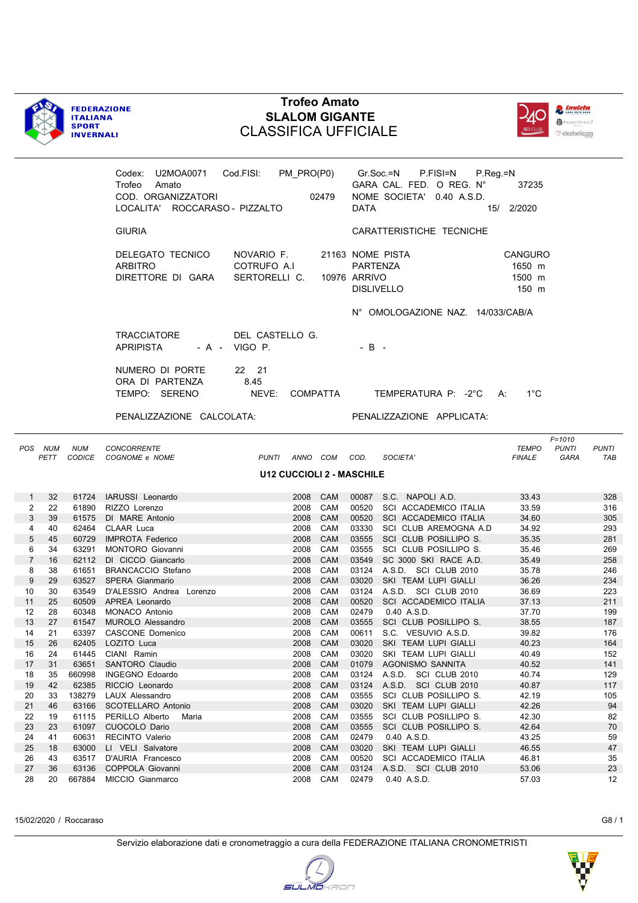FEDERAZIONE ITALIANA SPORT INVERNALI

# Trofeo Amato
## SLALOM GIGANTE
## CLASSIFICA UFFICIALE

Codex: U2MOA0071 Cod.FISI: PM_PRO(P0)
Trofeo Amato
COD. ORGANIZZATORI 02479
LOCALITA' ROCCARASO - PIZZALTO

Gr.Soc.=N P.FISI=N P.Reg.=N
GARA CAL. FED. O REG. N° 37235
NOME SOCIETA' 0.40 A.S.D.
DATA 15/ 2/2020

GIURIA

| | | |
|---|---|---|
| DELEGATO TECNICO | NOVARIO F. | 21163 |
| ARBITRO | COTRUFO A.I | |
| DIRETTORE DI GARA | SERTORELLI C. | 10976 |

CARATTERISTICHE TECNICHE

| | |
|---|---|
| NOME PISTA | CANGURO |
| PARTENZA | 1650 m |
| ARRIVO | 1500 m |
| DISLIVELLO | 150 m |

N° OMOLOGAZIONE NAZ. 14/033/CAB/A

TRACCIATORE DEL CASTELLO G.
APRIPISTA - A - VIGO P. - B -

NUMERO DI PORTE 22 21
ORA DI PARTENZA 8.45
TEMPO: SERENO NEVE: COMPATTA TEMPERATURA P: -2°C A: 1°C

PENALIZZAZIONE CALCOLATA: PENALIZZAZIONE APPLICATA:

### U12 CUCCIOLI 2 - MASCHILE

| POS | NUM PETT | NUM CODICE | CONCORRENTE COGNOME e NOME | PUNTI | ANNO | COM | COD. | SOCIETA' | TEMPO FINALE | F=1010 PUNTI GARA | PUNTI TAB |
|---|---|---|---|---|---|---|---|---|---|---|---|
| 1 | 32 | 61724 | IARUSSI Leonardo | | 2008 | CAM | 00087 | S.C. NAPOLI A.D. | 33.43 | | 328 |
| 2 | 22 | 61890 | RIZZO Lorenzo | | 2008 | CAM | 00520 | SCI ACCADEMICO ITALIA | 33.59 | | 316 |
| 3 | 39 | 61575 | DI MARE Antonio | | 2008 | CAM | 00520 | SCI ACCADEMICO ITALIA | 34.60 | | 305 |
| 4 | 40 | 62464 | CLAAR Luca | | 2008 | CAM | 03330 | SCI CLUB AREMOGNA A.D | 34.92 | | 293 |
| 5 | 45 | 60729 | IMPROTA Federico | | 2008 | CAM | 03555 | SCI CLUB POSILLIPO S. | 35.35 | | 281 |
| 6 | 34 | 63291 | MONTORO Giovanni | | 2008 | CAM | 03555 | SCI CLUB POSILLIPO S. | 35.46 | | 269 |
| 7 | 16 | 62172 | DI CICCO Giancarlo | | 2008 | CAM | 03549 | SC 3000 SKI RACE A.D. | 35.49 | | 258 |
| 8 | 38 | 61651 | BRANCACCIO Stefano | | 2008 | CAM | 03124 | A.S.D. SCI CLUB 2010 | 35.78 | | 246 |
| 9 | 29 | 63527 | SPERA Gianmario | | 2008 | CAM | 03020 | SKI TEAM LUPI GIALLI | 36.26 | | 234 |
| 10 | 30 | 63549 | D'ALESSIO Andrea Lorenzo | | 2008 | CAM | 03124 | A.S.D. SCI CLUB 2010 | 36.69 | | 223 |
| 11 | 25 | 60509 | APREA Leonardo | | 2008 | CAM | 00520 | SCI ACCADEMICO ITALIA | 37.13 | | 211 |
| 12 | 28 | 60348 | MONACO Antonio | | 2008 | CAM | 02479 | 0.40 A.S.D. | 37.70 | | 199 |
| 13 | 27 | 61547 | MUROLO Alessandro | | 2008 | CAM | 03555 | SCI CLUB POSILLIPO S. | 38.55 | | 187 |
| 14 | 21 | 63397 | CASCONE Domenico | | 2008 | CAM | 00611 | S.C. VESUVIO A.S.D. | 39.82 | | 176 |
| 15 | 26 | 62405 | LOZITO Luca | | 2008 | CAM | 03020 | SKI TEAM LUPI GIALLI | 40.23 | | 164 |
| 16 | 24 | 61445 | CIANI Ramin | | 2008 | CAM | 03020 | SKI TEAM LUPI GIALLI | 40.49 | | 152 |
| 17 | 31 | 63651 | SANTORO Claudio | | 2008 | CAM | 01079 | AGONISMO SANNITA | 40.52 | | 141 |
| 18 | 35 | 660998 | INGEGNO Edoardo | | 2008 | CAM | 03124 | A.S.D. SCI CLUB 2010 | 40.74 | | 129 |
| 19 | 42 | 62385 | RICCIO Leonardo | | 2008 | CAM | 03124 | A.S.D. SCI CLUB 2010 | 40.87 | | 117 |
| 20 | 33 | 138279 | LAUX Alessandro | | 2008 | CAM | 03555 | SCI CLUB POSILLIPO S. | 42.19 | | 105 |
| 21 | 46 | 63166 | SCOTELLARO Antonio | | 2008 | CAM | 03020 | SKI TEAM LUPI GIALLI | 42.26 | | 94 |
| 22 | 19 | 61115 | PERILLO Alberto Maria | | 2008 | CAM | 03555 | SCI CLUB POSILLIPO S. | 42.30 | | 82 |
| 23 | 23 | 61097 | CUOCOLO Dario | | 2008 | CAM | 03555 | SCI CLUB POSILLIPO S. | 42.64 | | 70 |
| 24 | 41 | 60631 | RECINTO Valerio | | 2008 | CAM | 02479 | 0.40 A.S.D. | 43.25 | | 59 |
| 25 | 18 | 63000 | LI VELI Salvatore | | 2008 | CAM | 03020 | SKI TEAM LUPI GIALLI | 46.55 | | 47 |
| 26 | 43 | 63517 | D'AURIA Francesco | | 2008 | CAM | 00520 | SCI ACCADEMICO ITALIA | 46.81 | | 35 |
| 27 | 36 | 63136 | COPPOLA Giovanni | | 2008 | CAM | 03124 | A.S.D. SCI CLUB 2010 | 53.06 | | 23 |
| 28 | 20 | 667884 | MICCIO Gianmarco | | 2008 | CAM | 02479 | 0.40 A.S.D. | 57.03 | | 12 |

15/02/2020 / Roccaraso

Servizio elaborazione dati e cronometraggio a cura della FEDERAZIONE ITALIANA CRONOMETRISTI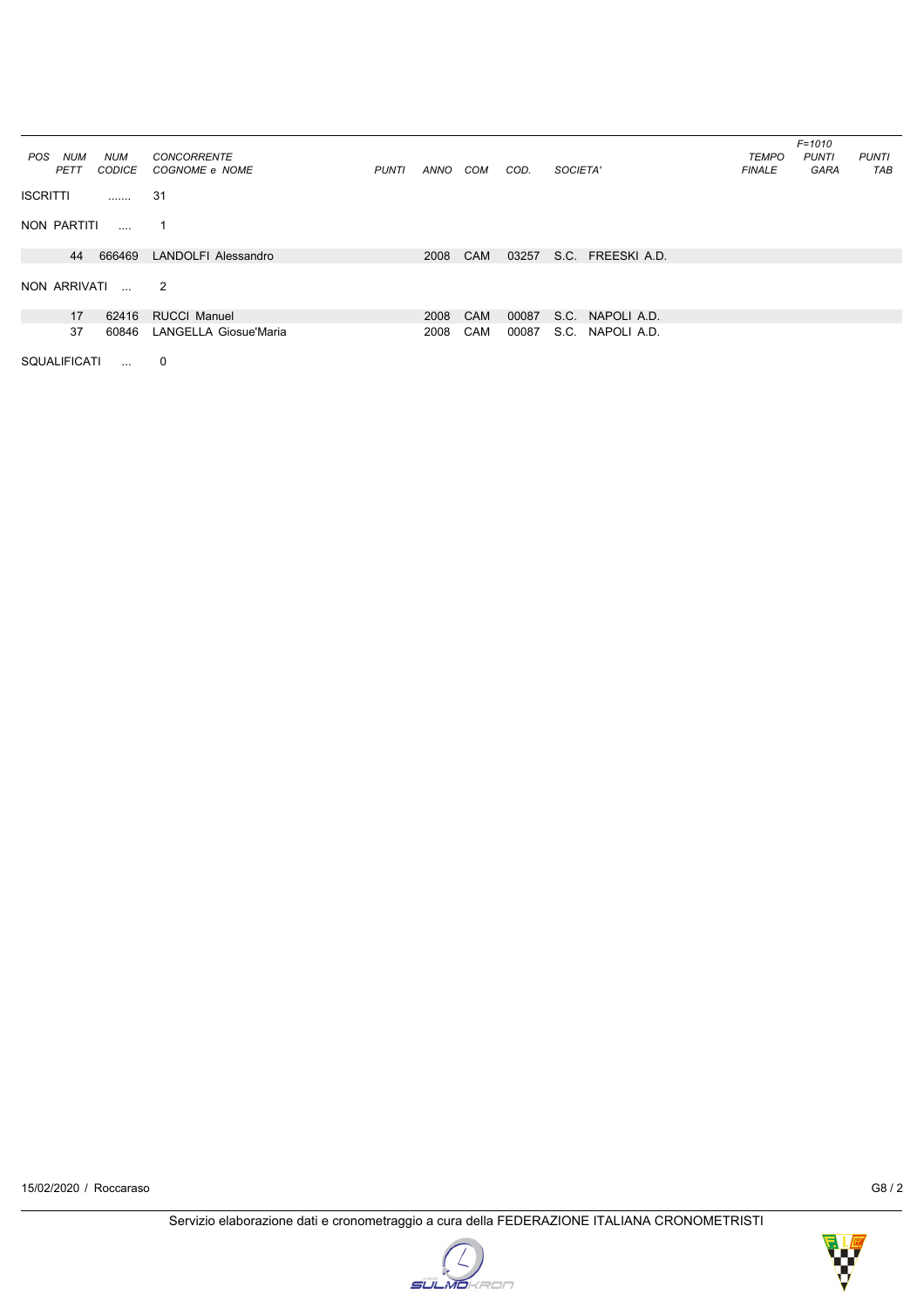| POS | NUM PETT | NUM CODICE | CONCORRENTE COGNOME e NOME | PUNTI | ANNO | COM | COD. | SOCIETA' | TEMPO FINALE | F=1010 PUNTI GARA | PUNTI TAB |
|---|---|---|---|---|---|---|---|---|---|---|---|

ISCRITTI ....... 31

NON PARTITI .... 1

| NUM PETT | NUM CODICE | CONCORRENTE | ANNO | COM | COD. | SOCIETA' |
|---|---|---|---|---|---|---|
| 44 | 666469 | LANDOLFI Alessandro | 2008 | CAM | 03257 | S.C. FREESKI A.D. |

NON ARRIVATI ... 2

| NUM PETT | NUM CODICE | CONCORRENTE | ANNO | COM | COD. | SOCIETA' |
|---|---|---|---|---|---|---|
| 17 | 62416 | RUCCI Manuel | 2008 | CAM | 00087 | S.C. NAPOLI A.D. |
| 37 | 60846 | LANGELLA Giosue'Maria | 2008 | CAM | 00087 | S.C. NAPOLI A.D. |

SQUALIFICATI ... 0

15/02/2020 / Roccaraso

Servizio elaborazione dati e cronometraggio a cura della FEDERAZIONE ITALIANA CRONOMETRISTI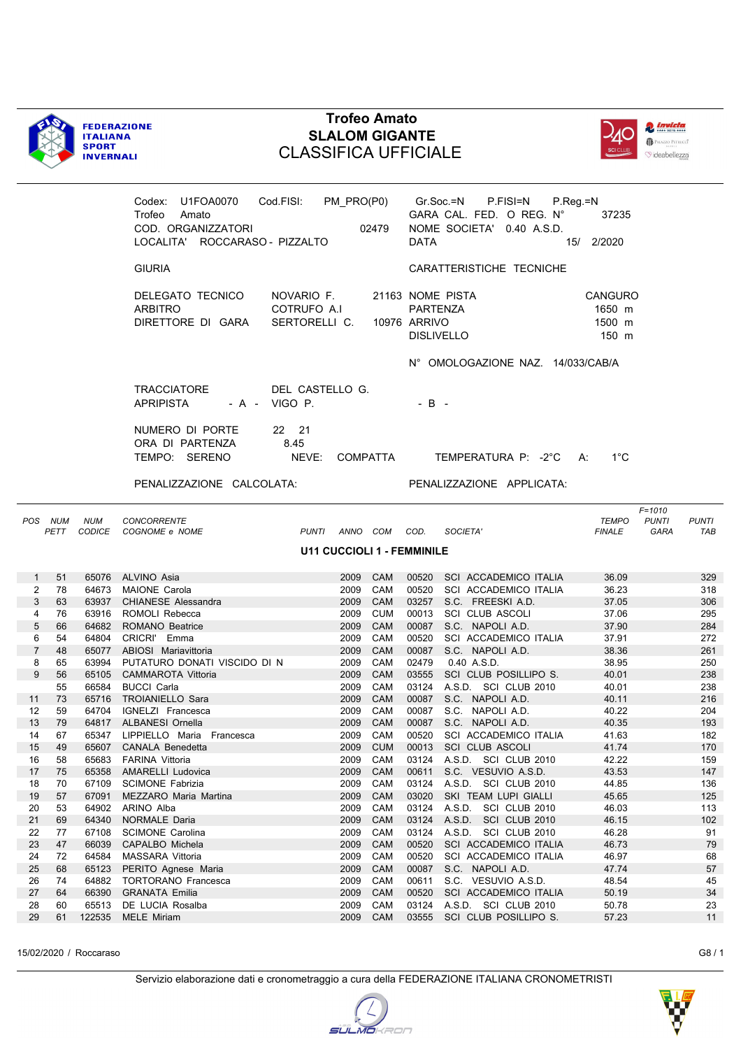**FEDERAZIONE ITALIANA SPORT INVERNALI**

# Trofeo Amato
## SLALOM GIGANTE
## CLASSIFICA UFFICIALE

Codex: U1FOA0070 Cod.FISI: PM_PRO(P0)
Trofeo Amato
COD. ORGANIZZATORI 02479
LOCALITA' ROCCARASO - PIZZALTO

Gr.Soc.=N P.FISI=N P.Reg.=N
GARA CAL. FED. O REG. N° 37235
NOME SOCIETA' 0.40 A.S.D.
DATA 15/ 2/2020

GIURIA

| | | |
|---|---|---|
| DELEGATO TECNICO | NOVARIO F. | 21163 |
| ARBITRO | COTRUFO A.I | |
| DIRETTORE DI GARA | SERTORELLI C. | 10976 |

CARATTERISTICHE TECNICHE

| | |
|---|---|
| NOME PISTA | CANGURO |
| PARTENZA | 1650 m |
| ARRIVO | 1500 m |
| DISLIVELLO | 150 m |

N° OMOLOGAZIONE NAZ. 14/033/CAB/A

TRACCIATORE DEL CASTELLO G.
APRIPISTA - A - VIGO P. - B -

NUMERO DI PORTE 22 21
ORA DI PARTENZA 8.45
TEMPO: SERENO NEVE: COMPATTA TEMPERATURA P: -2°C A: 1°C

PENALIZZAZIONE CALCOLATA: PENALIZZAZIONE APPLICATA:

### U11 CUCCIOLI 1 - FEMMINILE

| POS | NUM PETT | NUM CODICE | CONCORRENTE COGNOME e NOME | PUNTI | ANNO | COM | COD. | SOCIETA' | TEMPO FINALE | F=1010 PUNTI GARA | PUNTI TAB |
|---|---|---|---|---|---|---|---|---|---|---|---|
| 1 | 51 | 65076 | ALVINO Asia | | 2009 | CAM | 00520 | SCI ACCADEMICO ITALIA | 36.09 | | 329 |
| 2 | 78 | 64673 | MAIONE Carola | | 2009 | CAM | 00520 | SCI ACCADEMICO ITALIA | 36.23 | | 318 |
| 3 | 63 | 63937 | CHIANESE Alessandra | | 2009 | CAM | 03257 | S.C. FREESKI A.D. | 37.05 | | 306 |
| 4 | 76 | 63916 | ROMOLI Rebecca | | 2009 | CUM | 00013 | SCI CLUB ASCOLI | 37.06 | | 295 |
| 5 | 66 | 64682 | ROMANO Beatrice | | 2009 | CAM | 00087 | S.C. NAPOLI A.D. | 37.90 | | 284 |
| 6 | 54 | 64804 | CRICRI' Emma | | 2009 | CAM | 00520 | SCI ACCADEMICO ITALIA | 37.91 | | 272 |
| 7 | 48 | 65077 | ABIOSI Mariavittoria | | 2009 | CAM | 00087 | S.C. NAPOLI A.D. | 38.36 | | 261 |
| 8 | 65 | 63994 | PUTATURO DONATI VISCIDO DI N | | 2009 | CAM | 02479 | 0.40 A.S.D. | 38.95 | | 250 |
| 9 | 56 | 65105 | CAMMAROTA Vittoria | | 2009 | CAM | 03555 | SCI CLUB POSILLIPO S. | 40.01 | | 238 |
| | 55 | 66584 | BUCCI Carla | | 2009 | CAM | 03124 | A.S.D. SCI CLUB 2010 | 40.01 | | 238 |
| 11 | 73 | 65716 | TROIANIELLO Sara | | 2009 | CAM | 00087 | S.C. NAPOLI A.D. | 40.11 | | 216 |
| 12 | 59 | 64704 | IGNELZI Francesca | | 2009 | CAM | 00087 | S.C. NAPOLI A.D. | 40.22 | | 204 |
| 13 | 79 | 64817 | ALBANESI Ornella | | 2009 | CAM | 00087 | S.C. NAPOLI A.D. | 40.35 | | 193 |
| 14 | 67 | 65347 | LIPPIELLO Maria Francesca | | 2009 | CAM | 00520 | SCI ACCADEMICO ITALIA | 41.63 | | 182 |
| 15 | 49 | 65607 | CANALA Benedetta | | 2009 | CUM | 00013 | SCI CLUB ASCOLI | 41.74 | | 170 |
| 16 | 58 | 65683 | FARINA Vittoria | | 2009 | CAM | 03124 | A.S.D. SCI CLUB 2010 | 42.22 | | 159 |
| 17 | 75 | 65358 | AMARELLI Ludovica | | 2009 | CAM | 00611 | S.C. VESUVIO A.S.D. | 43.53 | | 147 |
| 18 | 70 | 67109 | SCIMONE Fabrizia | | 2009 | CAM | 03124 | A.S.D. SCI CLUB 2010 | 44.85 | | 136 |
| 19 | 57 | 67091 | MEZZARO Maria Martina | | 2009 | CAM | 03020 | SKI TEAM LUPI GIALLI | 45.65 | | 125 |
| 20 | 53 | 64902 | ARINO Alba | | 2009 | CAM | 03124 | A.S.D. SCI CLUB 2010 | 46.03 | | 113 |
| 21 | 69 | 64340 | NORMALE Daria | | 2009 | CAM | 03124 | A.S.D. SCI CLUB 2010 | 46.15 | | 102 |
| 22 | 77 | 67108 | SCIMONE Carolina | | 2009 | CAM | 03124 | A.S.D. SCI CLUB 2010 | 46.28 | | 91 |
| 23 | 47 | 66039 | CAPALBO Michela | | 2009 | CAM | 00520 | SCI ACCADEMICO ITALIA | 46.73 | | 79 |
| 24 | 72 | 64584 | MASSARA Vittoria | | 2009 | CAM | 00520 | SCI ACCADEMICO ITALIA | 46.97 | | 68 |
| 25 | 68 | 65123 | PERITO Agnese Maria | | 2009 | CAM | 00087 | S.C. NAPOLI A.D. | 47.74 | | 57 |
| 26 | 74 | 64882 | TORTORANO Francesca | | 2009 | CAM | 00611 | S.C. VESUVIO A.S.D. | 48.54 | | 45 |
| 27 | 64 | 66390 | GRANATA Emilia | | 2009 | CAM | 00520 | SCI ACCADEMICO ITALIA | 50.19 | | 34 |
| 28 | 60 | 65513 | DE LUCIA Rosalba | | 2009 | CAM | 03124 | A.S.D. SCI CLUB 2010 | 50.78 | | 23 |
| 29 | 61 | 122535 | MELE Miriam | | 2009 | CAM | 03555 | SCI CLUB POSILLIPO S. | 57.23 | | 11 |

15/02/2020 / Roccaraso G8 / 1

Servizio elaborazione dati e cronometraggio a cura della FEDERAZIONE ITALIANA CRONOMETRISTI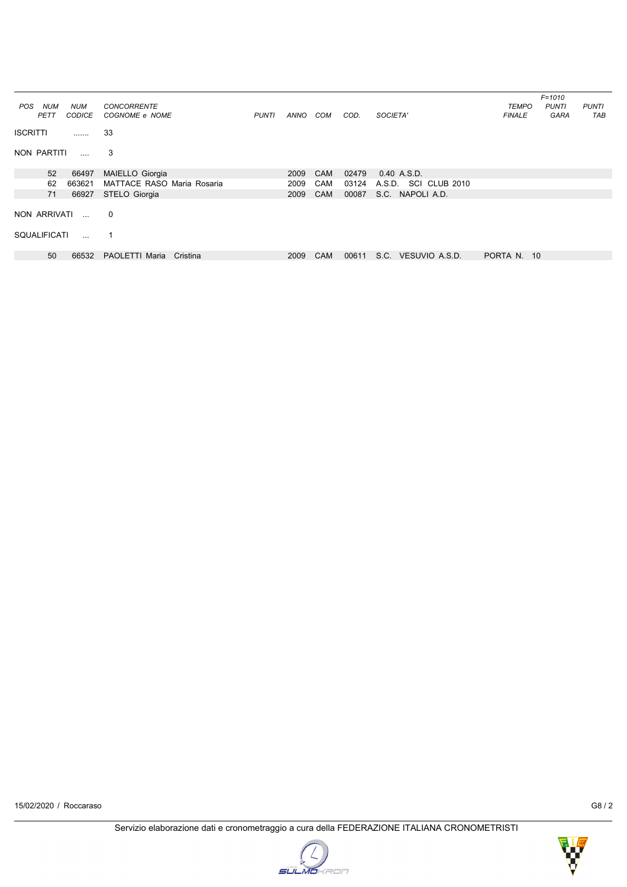| POS | NUM PETT | NUM CODICE | CONCORRENTE COGNOME e NOME | PUNTI | ANNO | COM | COD. | SOCIETA' | TEMPO FINALE | F=1010 PUNTI GARA | PUNTI TAB |
|---|---|---|---|---|---|---|---|---|---|---|---|
| ISCRITTI | | ....... | 33 | | | | | | | | |
| NON PARTITI | | .... | 3 | | | | | | | | |
| | 52 | 66497 | MAIELLO Giorgia | | 2009 | CAM | 02479 | 0.40 A.S.D. | | | |
| | 62 | 663621 | MATTACE RASO Maria Rosaria | | 2009 | CAM | 03124 | A.S.D. SCI CLUB 2010 | | | |
| | 71 | 66927 | STELO Giorgia | | 2009 | CAM | 00087 | S.C. NAPOLI A.D. | | | |
| NON ARRIVATI | | ... | 0 | | | | | | | | |
| SQUALIFICATI | | ... | 1 | | | | | | | | |
| | 50 | 66532 | PAOLETTI Maria Cristina | | 2009 | CAM | 00611 | S.C. VESUVIO A.S.D. | PORTA N. 10 | | |

15/02/2020 / Roccaraso

Servizio elaborazione dati e cronometraggio a cura della FEDERAZIONE ITALIANA CRONOMETRISTI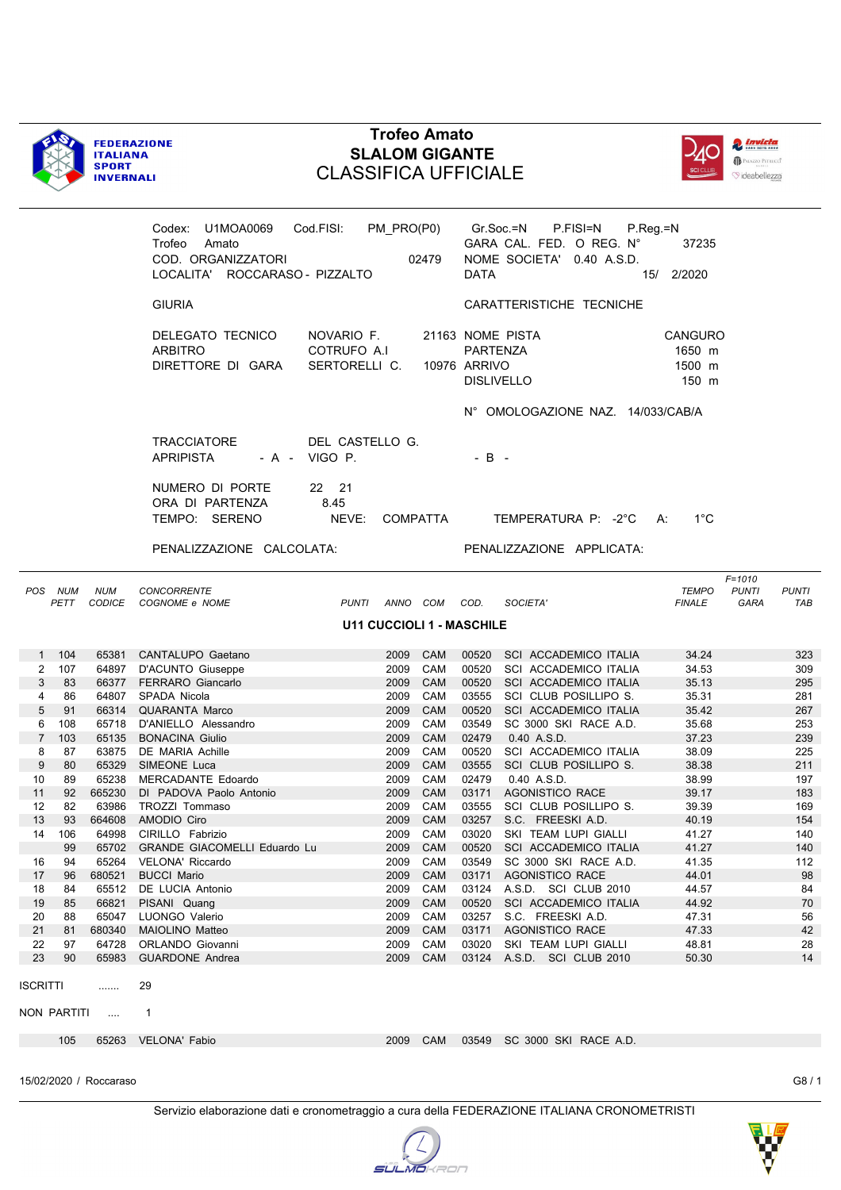**FEDERAZIONE ITALIANA SPORT INVERNALI**

# Trofeo Amato
## SLALOM GIGANTE
### CLASSIFICA UFFICIALE

Codex: U1MOA0069 Cod.FISI: PM_PRO(P0)
Trofeo Amato
COD. ORGANIZZATORI 02479
LOCALITA' ROCCARASO - PIZZALTO

Gr.Soc.=N P.FISI=N P.Reg.=N
GARA CAL. FED. O REG. N° 37235
NOME SOCIETA' 0.40 A.S.D.
DATA 15/ 2/2020

GIURIA

DELEGATO TECNICO NOVARIO F. 21163
ARBITRO COTRUFO A.I
DIRETTORE DI GARA SERTORELLI C. 10976

CARATTERISTICHE TECNICHE

NOME PISTA CANGURO
PARTENZA 1650 m
ARRIVO 1500 m
DISLIVELLO 150 m

N° OMOLOGAZIONE NAZ. 14/033/CAB/A

TRACCIATORE DEL CASTELLO G.
APRIPISTA - A - VIGO P. - B -

NUMERO DI PORTE 22 21
ORA DI PARTENZA 8.45
TEMPO: SERENO NEVE: COMPATTA TEMPERATURA P: -2°C A: 1°C

PENALIZZAZIONE CALCOLATA: PENALIZZAZIONE APPLICATA:

**U11 CUCCIOLI 1 - MASCHILE**

| POS | NUM PETT | NUM CODICE | CONCORRENTE COGNOME e NOME | PUNTI | ANNO | COM | COD. | SOCIETA' | TEMPO FINALE | F=1010 PUNTI GARA | PUNTI TAB |
|---|---|---|---|---|---|---|---|---|---|---|---|
| 1 | 104 | 65381 | CANTALUPO Gaetano | | 2009 | CAM | 00520 | SCI ACCADEMICO ITALIA | 34.24 | | 323 |
| 2 | 107 | 64897 | D'ACUNTO Giuseppe | | 2009 | CAM | 00520 | SCI ACCADEMICO ITALIA | 34.53 | | 309 |
| 3 | 83 | 66377 | FERRARO Giancarlo | | 2009 | CAM | 00520 | SCI ACCADEMICO ITALIA | 35.13 | | 295 |
| 4 | 86 | 64807 | SPADA Nicola | | 2009 | CAM | 03555 | SCI CLUB POSILLIPO S. | 35.31 | | 281 |
| 5 | 91 | 66314 | QUARANTA Marco | | 2009 | CAM | 00520 | SCI ACCADEMICO ITALIA | 35.42 | | 267 |
| 6 | 108 | 65718 | D'ANIELLO Alessandro | | 2009 | CAM | 03549 | SC 3000 SKI RACE A.D. | 35.68 | | 253 |
| 7 | 103 | 65135 | BONACINA Giulio | | 2009 | CAM | 02479 | 0.40 A.S.D. | 37.23 | | 239 |
| 8 | 87 | 63875 | DE MARIA Achille | | 2009 | CAM | 00520 | SCI ACCADEMICO ITALIA | 38.09 | | 225 |
| 9 | 80 | 65329 | SIMEONE Luca | | 2009 | CAM | 03555 | SCI CLUB POSILLIPO S. | 38.38 | | 211 |
| 10 | 89 | 65238 | MERCADANTE Edoardo | | 2009 | CAM | 02479 | 0.40 A.S.D. | 38.99 | | 197 |
| 11 | 92 | 665230 | DI PADOVA Paolo Antonio | | 2009 | CAM | 03171 | AGONISTICO RACE | 39.17 | | 183 |
| 12 | 82 | 63986 | TROZZI Tommaso | | 2009 | CAM | 03555 | SCI CLUB POSILLIPO S. | 39.39 | | 169 |
| 13 | 93 | 664608 | AMODIO Ciro | | 2009 | CAM | 03257 | S.C. FREESKI A.D. | 40.19 | | 154 |
| 14 | 106 | 64998 | CIRILLO Fabrizio | | 2009 | CAM | 03020 | SKI TEAM LUPI GIALLI | 41.27 | | 140 |
| | 99 | 65702 | GRANDE GIACOMELLI Eduardo Lu | | 2009 | CAM | 00520 | SCI ACCADEMICO ITALIA | 41.27 | | 140 |
| 16 | 94 | 65264 | VELONA' Riccardo | | 2009 | CAM | 03549 | SC 3000 SKI RACE A.D. | 41.35 | | 112 |
| 17 | 96 | 680521 | BUCCI Mario | | 2009 | CAM | 03171 | AGONISTICO RACE | 44.01 | | 98 |
| 18 | 84 | 65512 | DE LUCIA Antonio | | 2009 | CAM | 03124 | A.S.D. SCI CLUB 2010 | 44.57 | | 84 |
| 19 | 85 | 66821 | PISANI Quang | | 2009 | CAM | 00520 | SCI ACCADEMICO ITALIA | 44.92 | | 70 |
| 20 | 88 | 65047 | LUONGO Valerio | | 2009 | CAM | 03257 | S.C. FREESKI A.D. | 47.31 | | 56 |
| 21 | 81 | 680340 | MAIOLINO Matteo | | 2009 | CAM | 03171 | AGONISTICO RACE | 47.33 | | 42 |
| 22 | 97 | 64728 | ORLANDO Giovanni | | 2009 | CAM | 03020 | SKI TEAM LUPI GIALLI | 48.81 | | 28 |
| 23 | 90 | 65983 | GUARDONE Andrea | | 2009 | CAM | 03124 | A.S.D. SCI CLUB 2010 | 50.30 | | 14 |

ISCRITTI ....... 29

NON PARTITI .... 1

| NUM PETT | NUM CODICE | COGNOME e NOME | ANNO | COM | COD. | SOCIETA' |
|---|---|---|---|---|---|---|
| 105 | 65263 | VELONA' Fabio | 2009 | CAM | 03549 | SC 3000 SKI RACE A.D. |

15/02/2020 / Roccaraso

Servizio elaborazione dati e cronometraggio a cura della FEDERAZIONE ITALIANA CRONOMETRISTI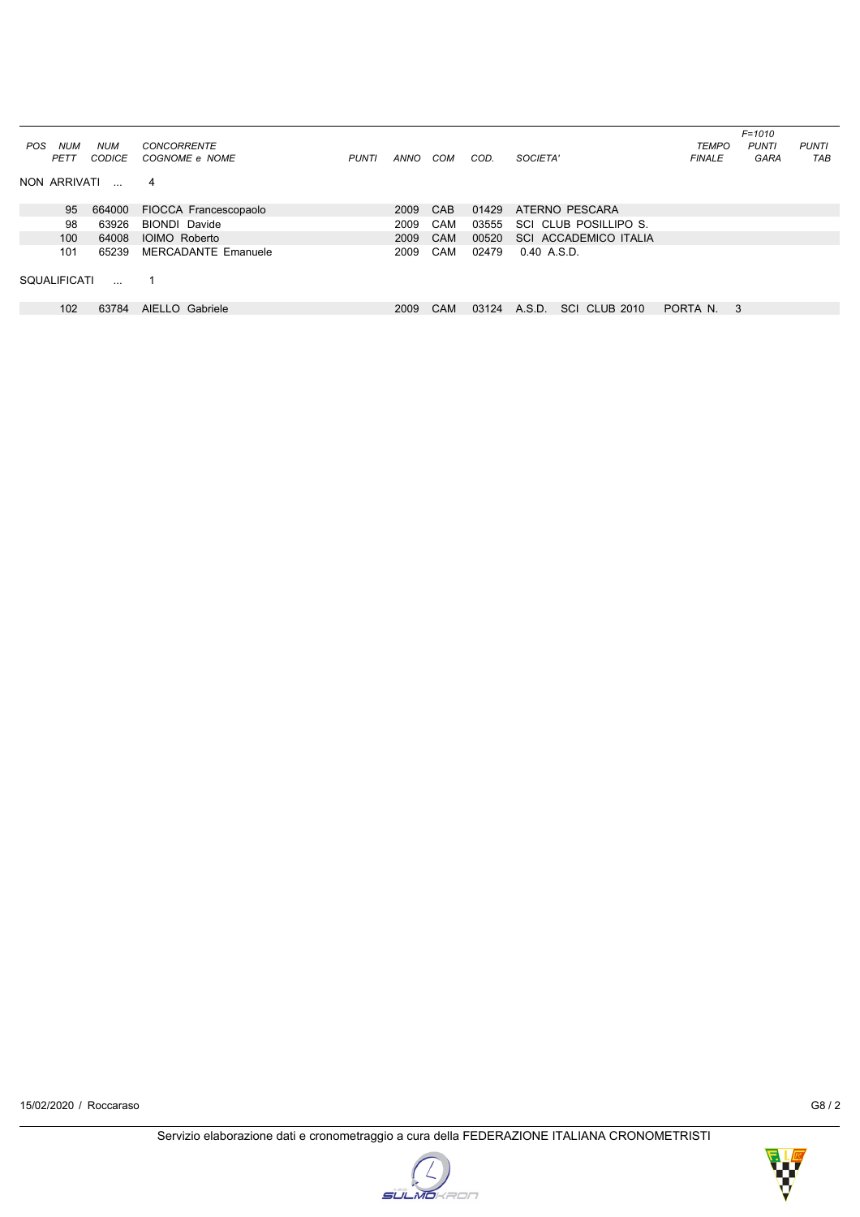| POS | NUM PETT | NUM CODICE | CONCORRENTE COGNOME e NOME | PUNTI | ANNO | COM | COD. | SOCIETA' | TEMPO FINALE | F=1010 PUNTI GARA | PUNTI TAB |
|---|---|---|---|---|---|---|---|---|---|---|---|
| NON ARRIVATI | ... | | 4 | | | | | | | | |
| | 95 | 664000 | FIOCCA Francescopaolo | | 2009 | CAB | 01429 | ATERNO PESCARA | | | |
| | 98 | 63926 | BIONDI Davide | | 2009 | CAM | 03555 | SCI CLUB POSILLIPO S. | | | |
| | 100 | 64008 | IOIMO Roberto | | 2009 | CAM | 00520 | SCI ACCADEMICO ITALIA | | | |
| | 101 | 65239 | MERCADANTE Emanuele | | 2009 | CAM | 02479 | 0.40 A.S.D. | | | |
| SQUALIFICATI | ... | | 1 | | | | | | | | |
| | 102 | 63784 | AIELLO Gabriele | | 2009 | CAM | 03124 | A.S.D. SCI CLUB 2010 | PORTA N. 3 | | |

15/02/2020 / Roccaraso

Servizio elaborazione dati e cronometraggio a cura della FEDERAZIONE ITALIANA CRONOMETRISTI